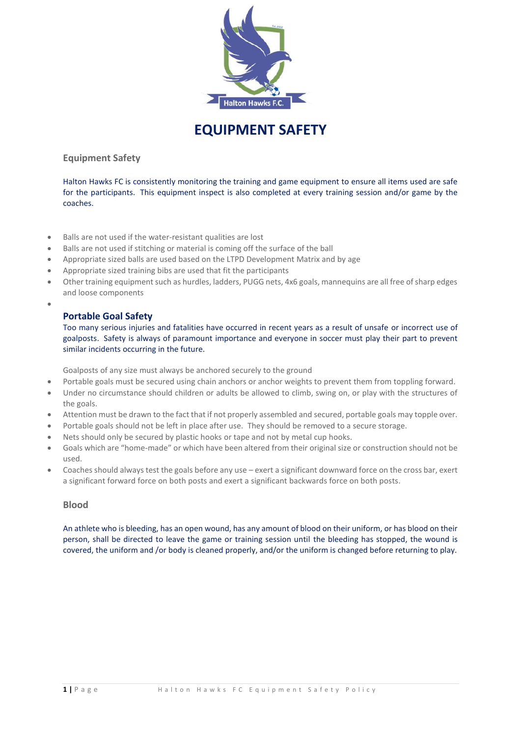# EQUIPMENT SAFETY

## Equipment Safety

Halton Hawks FC is consistently monitoring the training and game equipment to ensure all items used are safe for the participants. This equipment inspect is also completed at every training session and/or game by the coaches.

- Balls are not used if the water-resistant qualities are lost
- Balls are not used if stitching or material is coming off the surface of the ball
- Appropriate sized balls are used based on the LTPD Development Matrix and by age
- Appropriate sized training bibs are used that fit the participants
- Other training equipment such as hurdles, ladders, PUGG nets, 4x6 goals, mannequins are all free of sharp edges and loose components

## Portable Goal Safety

Too many serious injuries and fatalities have occurred in recent years as a result of unsafe or incorrect use of goalposts. Safety is always of paramount importance and everyone in soccer must play their part to prevent similar incidents occurring in the future.

Goalposts of any size must always be anchored securely to the ground

- Portable goals must be secured using chain anchors or anchor weights to prevent them from toppling forward.
- Under no circumstance should children or adults be allowed to climb, swing on, or play with the structures of the goals.
- Attention must be drawn to the fact that if not properly assembled and secured, portable goals may topple over.
- Portable goals should not be left in place after use. They should be removed to a secure storage.
- Nets should only be secured by plastic hooks or tape and not by metal cup hooks.
- Goals which are "home-made" or which have been altered from their original size or construction should not be used.
- Coaches should always test the goals before any use – exert a significant downward force on the cross bar, exert a significant forward force on both posts and exert a significant backwards force on both posts.

## Blood

An athlete who is bleeding, has an open wound, has any amount of blood on their uniform, or has blood on their person, shall be directed to leave the game or training session until the bleeding has stopped, the wound is covered, the uniform and /or body is cleaned properly, and/or the uniform is changed before returning to play.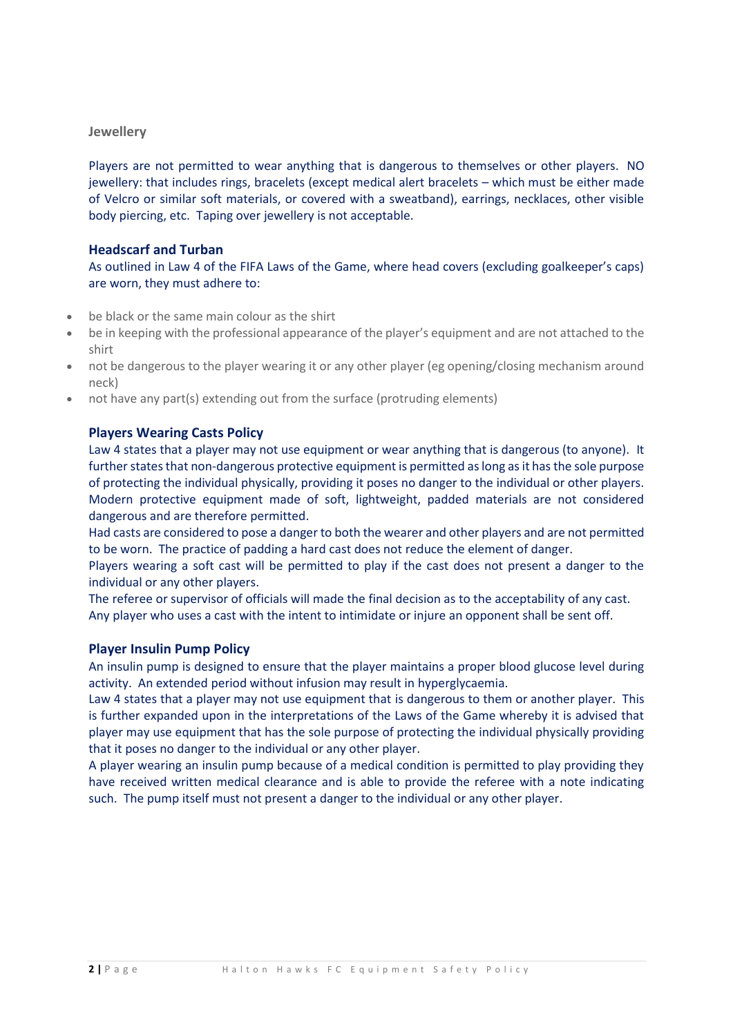### Jewellery

Players are not permitted to wear anything that is dangerous to themselves or other players. NO jewellery: that includes rings, bracelets (except medical alert bracelets – which must be either made of Velcro or similar soft materials, or covered with a sweatband), earrings, necklaces, other visible body piercing, etc. Taping over jewellery is not acceptable.

### Headscarf and Turban

As outlined in Law 4 of the FIFA Laws of the Game, where head covers (excluding goalkeeper's caps) are worn, they must adhere to:

- be black or the same main colour as the shirt
- be in keeping with the professional appearance of the player's equipment and are not attached to the shirt
- not be dangerous to the player wearing it or any other player (eg opening/closing mechanism around neck)
- not have any part(s) extending out from the surface (protruding elements)

### Players Wearing Casts Policy

Law 4 states that a player may not use equipment or wear anything that is dangerous (to anyone). It further states that non-dangerous protective equipment is permitted as long as it has the sole purpose of protecting the individual physically, providing it poses no danger to the individual or other players. Modern protective equipment made of soft, lightweight, padded materials are not considered dangerous and are therefore permitted.

Had casts are considered to pose a danger to both the wearer and other players and are not permitted to be worn. The practice of padding a hard cast does not reduce the element of danger.

Players wearing a soft cast will be permitted to play if the cast does not present a danger to the individual or any other players.

The referee or supervisor of officials will made the final decision as to the acceptability of any cast.

Any player who uses a cast with the intent to intimidate or injure an opponent shall be sent off.

### Player Insulin Pump Policy

An insulin pump is designed to ensure that the player maintains a proper blood glucose level during activity. An extended period without infusion may result in hyperglycaemia.

Law 4 states that a player may not use equipment that is dangerous to them or another player. This is further expanded upon in the interpretations of the Laws of the Game whereby it is advised that player may use equipment that has the sole purpose of protecting the individual physically providing that it poses no danger to the individual or any other player.

A player wearing an insulin pump because of a medical condition is permitted to play providing they have received written medical clearance and is able to provide the referee with a note indicating such. The pump itself must not present a danger to the individual or any other player.